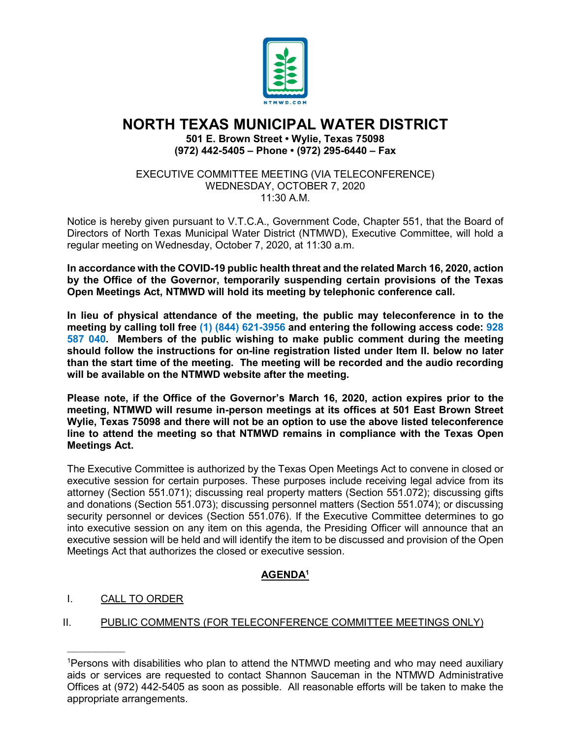# NORTH TEXAS MUNICIPAL WATER DISTRICT

**501 E. Brown Street • Wylie, Texas 75098**
**(972) 442-5405 – Phone • (972) 295-6440 – Fax**

EXECUTIVE COMMITTEE MEETING (VIA TELECONFERENCE)
WEDNESDAY, OCTOBER 7, 2020
11:30 A.M.

Notice is hereby given pursuant to V.T.C.A., Government Code, Chapter 551, that the Board of Directors of North Texas Municipal Water District (NTMWD), Executive Committee, will hold a regular meeting on Wednesday, October 7, 2020, at 11:30 a.m.

**In accordance with the COVID-19 public health threat and the related March 16, 2020, action by the Office of the Governor, temporarily suspending certain provisions of the Texas Open Meetings Act, NTMWD will hold its meeting by telephonic conference call.**

**In lieu of physical attendance of the meeting, the public may teleconference in to the meeting by calling toll free (1) (844) 621-3956 and entering the following access code: 928 587 040. Members of the public wishing to make public comment during the meeting should follow the instructions for on-line registration listed under Item II. below no later than the start time of the meeting. The meeting will be recorded and the audio recording will be available on the NTMWD website after the meeting.**

**Please note, if the Office of the Governor's March 16, 2020, action expires prior to the meeting, NTMWD will resume in-person meetings at its offices at 501 East Brown Street Wylie, Texas 75098 and there will not be an option to use the above listed teleconference line to attend the meeting so that NTMWD remains in compliance with the Texas Open Meetings Act.**

The Executive Committee is authorized by the Texas Open Meetings Act to convene in closed or executive session for certain purposes. These purposes include receiving legal advice from its attorney (Section 551.071); discussing real property matters (Section 551.072); discussing gifts and donations (Section 551.073); discussing personnel matters (Section 551.074); or discussing security personnel or devices (Section 551.076). If the Executive Committee determines to go into executive session on any item on this agenda, the Presiding Officer will announce that an executive session will be held and will identify the item to be discussed and provision of the Open Meetings Act that authorizes the closed or executive session.

## AGENDA[1]

I. CALL TO ORDER

II. PUBLIC COMMENTS (FOR TELECONFERENCE COMMITTEE MEETINGS ONLY)

---

[1]Persons with disabilities who plan to attend the NTMWD meeting and who may need auxiliary aids or services are requested to contact Shannon Sauceman in the NTMWD Administrative Offices at (972) 442-5405 as soon as possible. All reasonable efforts will be taken to make the appropriate arrangements.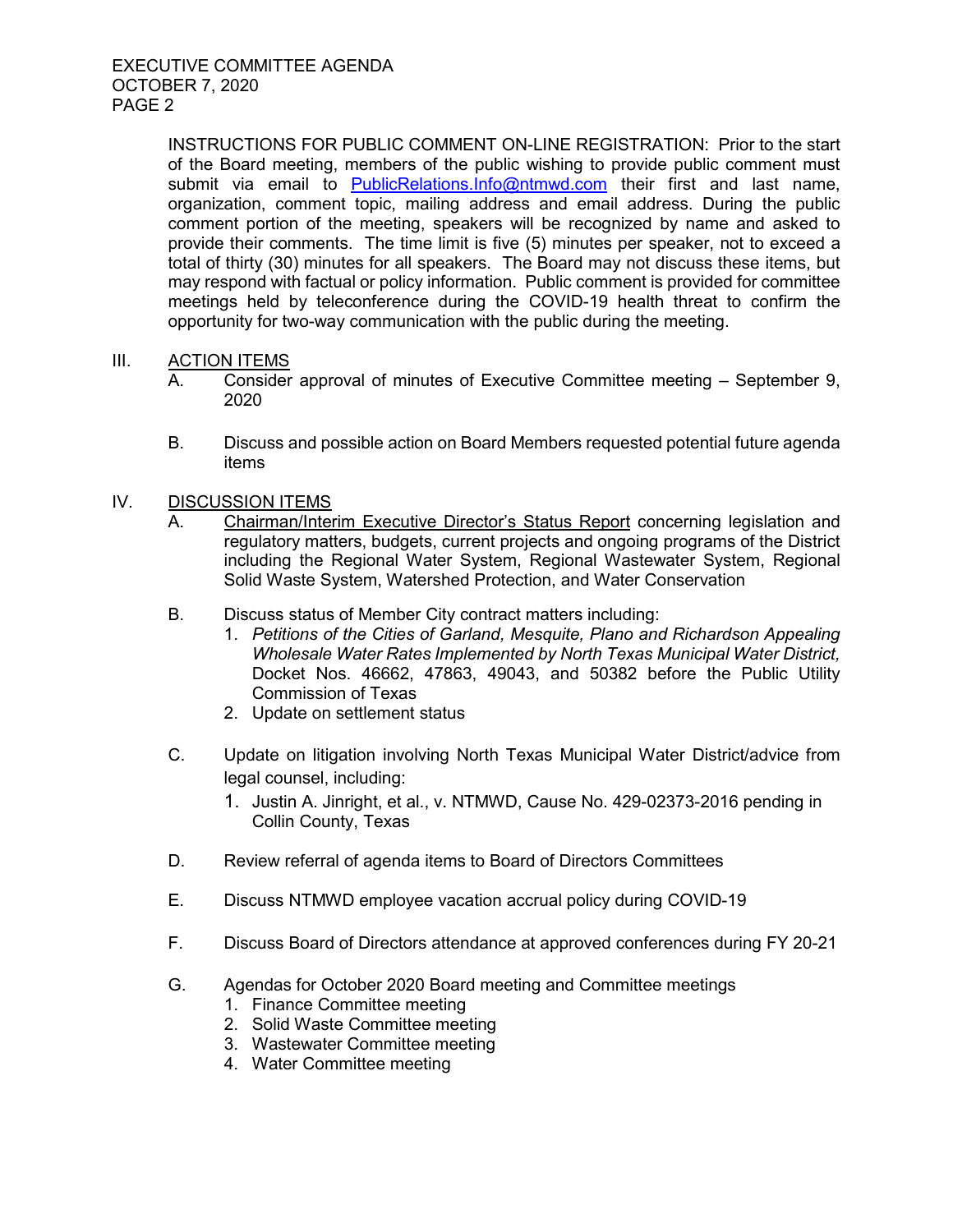INSTRUCTIONS FOR PUBLIC COMMENT ON-LINE REGISTRATION: Prior to the start of the Board meeting, members of the public wishing to provide public comment must submit via email to PublicRelations.Info@ntmwd.com their first and last name, organization, comment topic, mailing address and email address. During the public comment portion of the meeting, speakers will be recognized by name and asked to provide their comments. The time limit is five (5) minutes per speaker, not to exceed a total of thirty (30) minutes for all speakers. The Board may not discuss these items, but may respond with factual or policy information. Public comment is provided for committee meetings held by teleconference during the COVID-19 health threat to confirm the opportunity for two-way communication with the public during the meeting.

III. ACTION ITEMS

A. Consider approval of minutes of Executive Committee meeting – September 9, 2020

B. Discuss and possible action on Board Members requested potential future agenda items

IV. DISCUSSION ITEMS

A. Chairman/Interim Executive Director's Status Report concerning legislation and regulatory matters, budgets, current projects and ongoing programs of the District including the Regional Water System, Regional Wastewater System, Regional Solid Waste System, Watershed Protection, and Water Conservation

B. Discuss status of Member City contract matters including:
   1. *Petitions of the Cities of Garland, Mesquite, Plano and Richardson Appealing Wholesale Water Rates Implemented by North Texas Municipal Water District,* Docket Nos. 46662, 47863, 49043, and 50382 before the Public Utility Commission of Texas
   2. Update on settlement status

C. Update on litigation involving North Texas Municipal Water District/advice from legal counsel, including:
   1. Justin A. Jinright, et al., v. NTMWD, Cause No. 429-02373-2016 pending in Collin County, Texas

D. Review referral of agenda items to Board of Directors Committees

E. Discuss NTMWD employee vacation accrual policy during COVID-19

F. Discuss Board of Directors attendance at approved conferences during FY 20-21

G. Agendas for October 2020 Board meeting and Committee meetings
   1. Finance Committee meeting
   2. Solid Waste Committee meeting
   3. Wastewater Committee meeting
   4. Water Committee meeting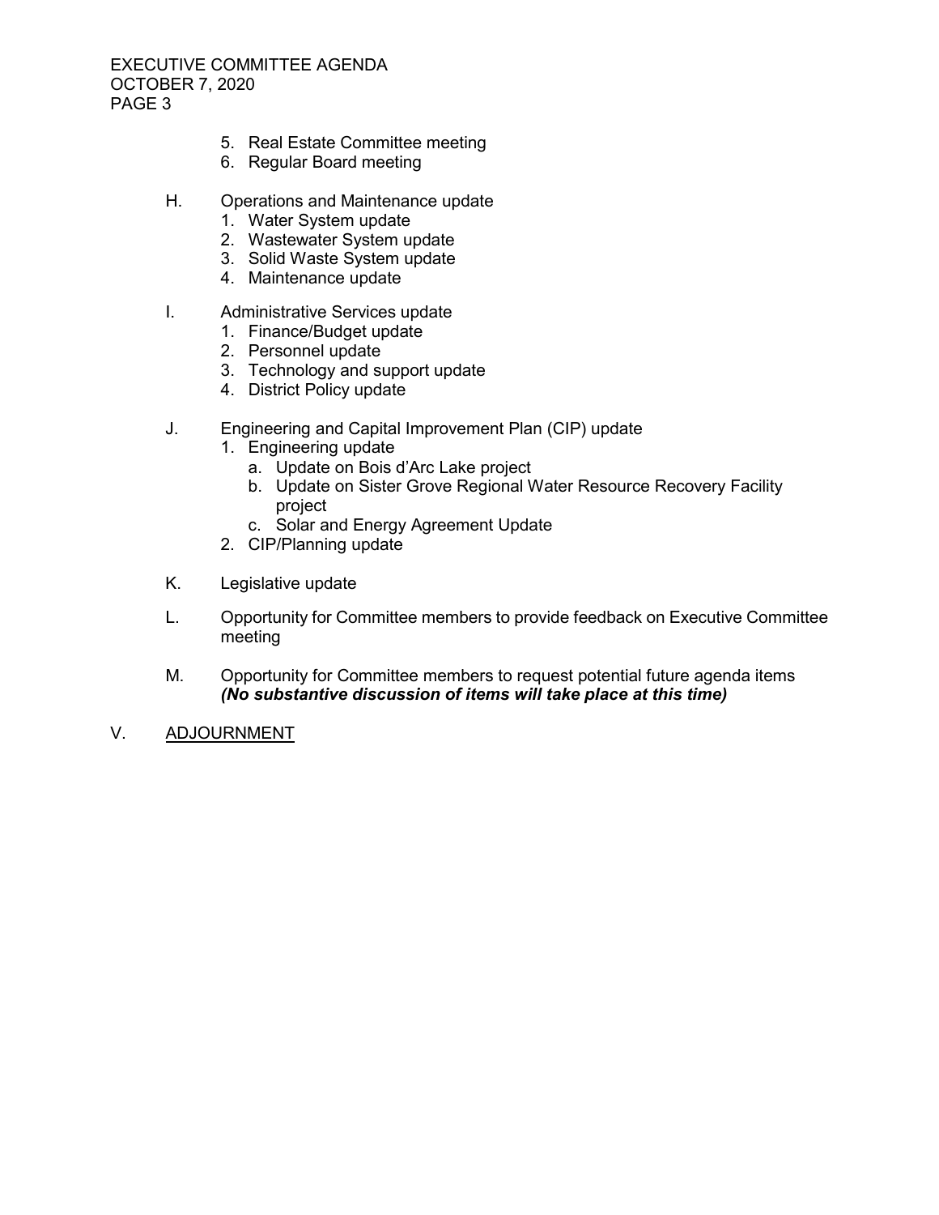5. Real Estate Committee meeting
6. Regular Board meeting

H. Operations and Maintenance update
   1. Water System update
   2. Wastewater System update
   3. Solid Waste System update
   4. Maintenance update

I. Administrative Services update
   1. Finance/Budget update
   2. Personnel update
   3. Technology and support update
   4. District Policy update

J. Engineering and Capital Improvement Plan (CIP) update
   1. Engineering update
      a. Update on Bois d'Arc Lake project
      b. Update on Sister Grove Regional Water Resource Recovery Facility project
      c. Solar and Energy Agreement Update
   2. CIP/Planning update

K. Legislative update

L. Opportunity for Committee members to provide feedback on Executive Committee meeting

M. Opportunity for Committee members to request potential future agenda items
   ***(No substantive discussion of items will take place at this time)***

V. <u>ADJOURNMENT</u>